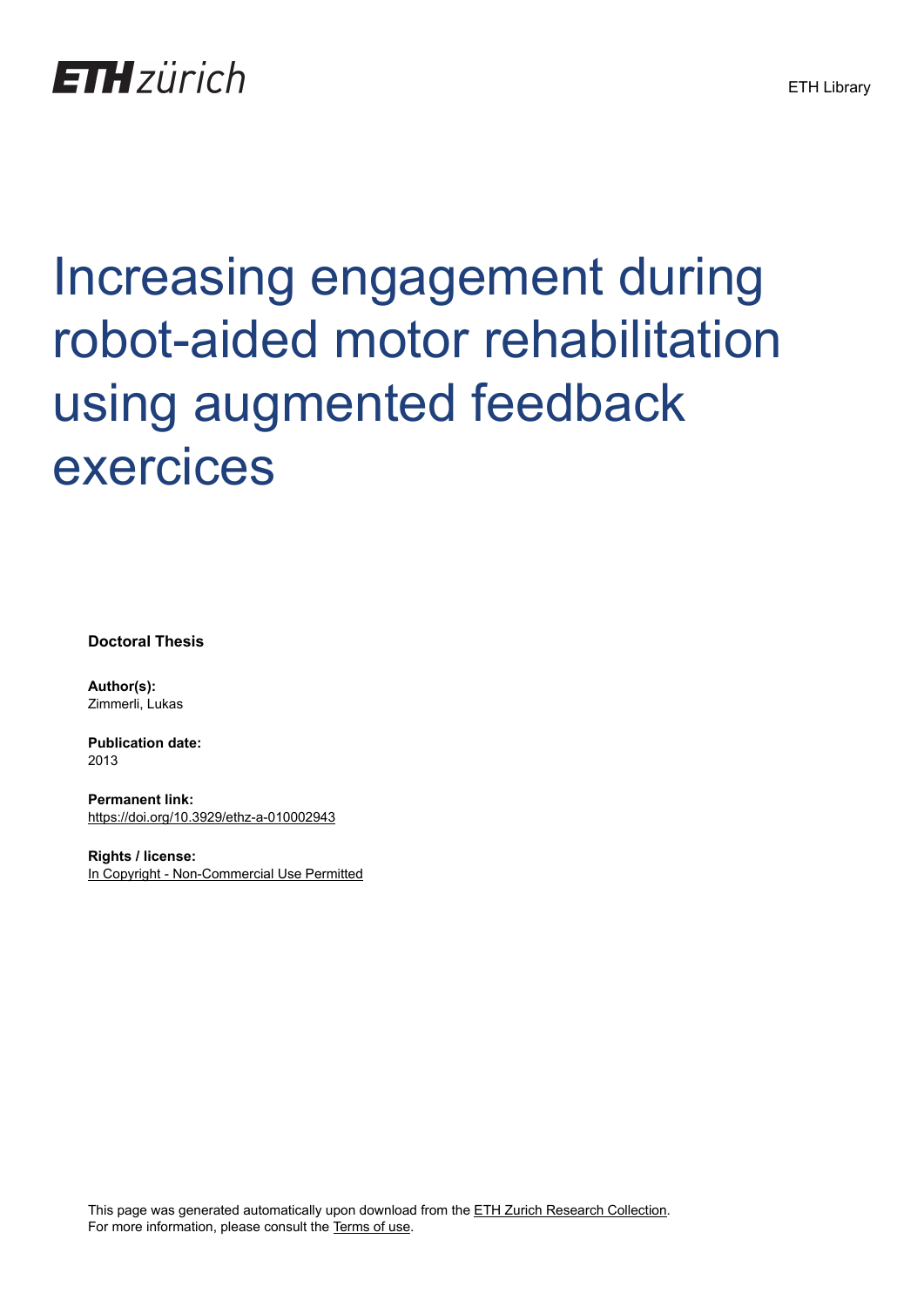ETH zürich

ETH Library

# Increasing engagement during robot-aided motor rehabilitation using augmented feedback exercices

**Doctoral Thesis**

**Author(s):**
Zimmerli, Lukas

**Publication date:**
2013

**Permanent link:**
https://doi.org/10.3929/ethz-a-010002943

**Rights / license:**
In Copyright - Non-Commercial Use Permitted

This page was generated automatically upon download from the ETH Zurich Research Collection.
For more information, please consult the Terms of use.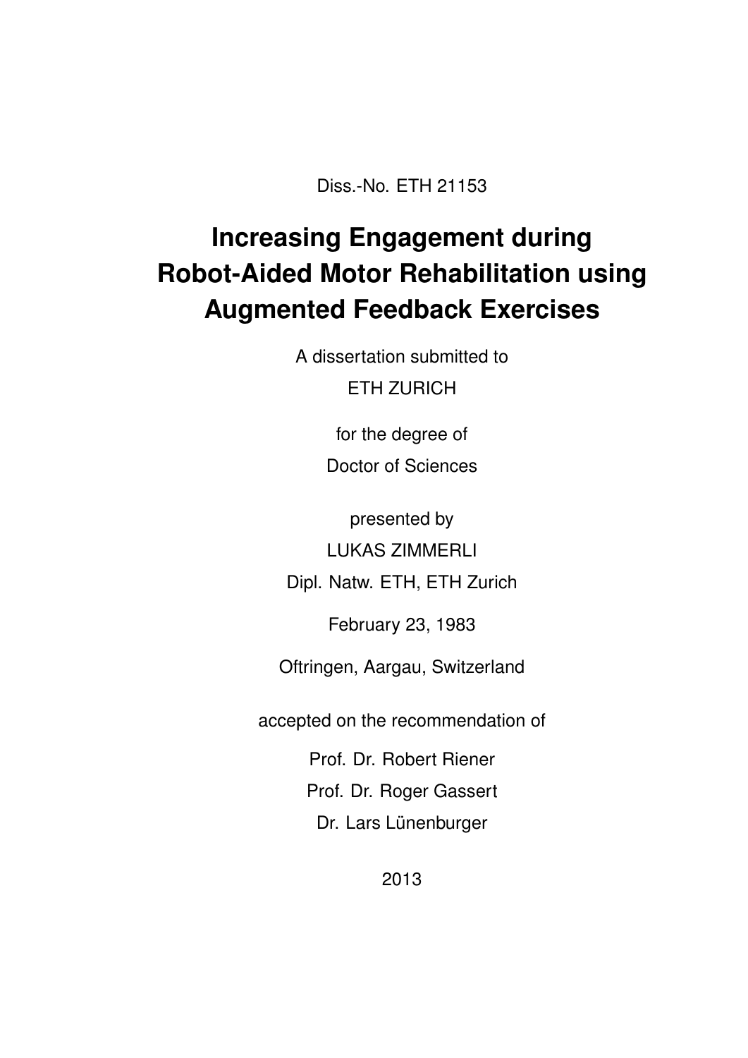Diss.-No. ETH 21153

# Increasing Engagement during Robot-Aided Motor Rehabilitation using Augmented Feedback Exercises

A dissertation submitted to

ETH ZURICH

for the degree of

Doctor of Sciences

presented by

LUKAS ZIMMERLI

Dipl. Natw. ETH, ETH Zurich

February 23, 1983

Oftringen, Aargau, Switzerland

accepted on the recommendation of

Prof. Dr. Robert Riener

Prof. Dr. Roger Gassert

Dr. Lars Lünenburger

2013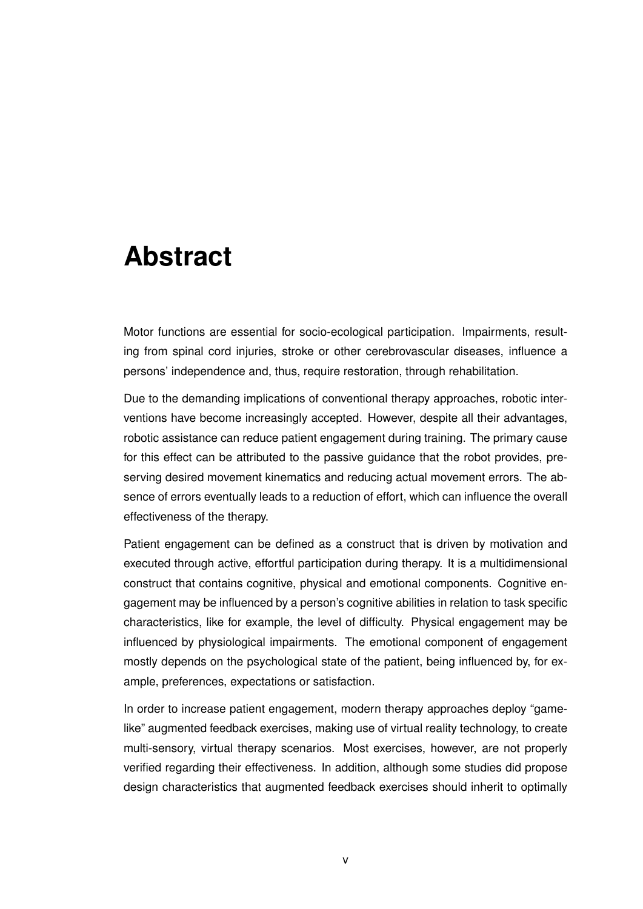# Abstract

Motor functions are essential for socio-ecological participation. Impairments, resulting from spinal cord injuries, stroke or other cerebrovascular diseases, influence a persons' independence and, thus, require restoration, through rehabilitation.

Due to the demanding implications of conventional therapy approaches, robotic interventions have become increasingly accepted. However, despite all their advantages, robotic assistance can reduce patient engagement during training. The primary cause for this effect can be attributed to the passive guidance that the robot provides, preserving desired movement kinematics and reducing actual movement errors. The absence of errors eventually leads to a reduction of effort, which can influence the overall effectiveness of the therapy.

Patient engagement can be defined as a construct that is driven by motivation and executed through active, effortful participation during therapy. It is a multidimensional construct that contains cognitive, physical and emotional components. Cognitive engagement may be influenced by a person's cognitive abilities in relation to task specific characteristics, like for example, the level of difficulty. Physical engagement may be influenced by physiological impairments. The emotional component of engagement mostly depends on the psychological state of the patient, being influenced by, for example, preferences, expectations or satisfaction.

In order to increase patient engagement, modern therapy approaches deploy "game-like" augmented feedback exercises, making use of virtual reality technology, to create multi-sensory, virtual therapy scenarios. Most exercises, however, are not properly verified regarding their effectiveness. In addition, although some studies did propose design characteristics that augmented feedback exercises should inherit to optimally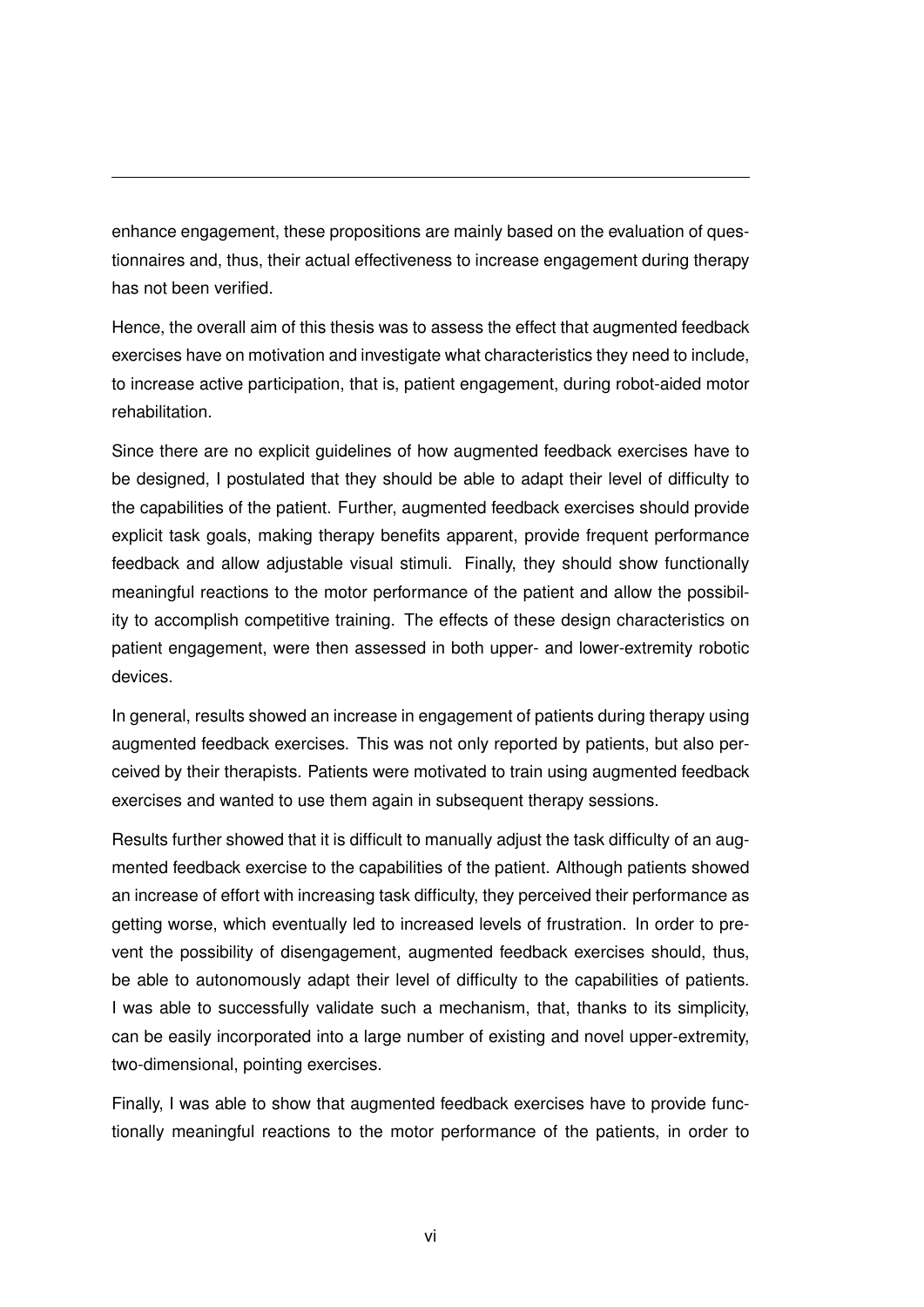enhance engagement, these propositions are mainly based on the evaluation of questionnaires and, thus, their actual effectiveness to increase engagement during therapy has not been verified.

Hence, the overall aim of this thesis was to assess the effect that augmented feedback exercises have on motivation and investigate what characteristics they need to include, to increase active participation, that is, patient engagement, during robot-aided motor rehabilitation.

Since there are no explicit guidelines of how augmented feedback exercises have to be designed, I postulated that they should be able to adapt their level of difficulty to the capabilities of the patient. Further, augmented feedback exercises should provide explicit task goals, making therapy benefits apparent, provide frequent performance feedback and allow adjustable visual stimuli. Finally, they should show functionally meaningful reactions to the motor performance of the patient and allow the possibility to accomplish competitive training. The effects of these design characteristics on patient engagement, were then assessed in both upper- and lower-extremity robotic devices.

In general, results showed an increase in engagement of patients during therapy using augmented feedback exercises. This was not only reported by patients, but also perceived by their therapists. Patients were motivated to train using augmented feedback exercises and wanted to use them again in subsequent therapy sessions.

Results further showed that it is difficult to manually adjust the task difficulty of an augmented feedback exercise to the capabilities of the patient. Although patients showed an increase of effort with increasing task difficulty, they perceived their performance as getting worse, which eventually led to increased levels of frustration. In order to prevent the possibility of disengagement, augmented feedback exercises should, thus, be able to autonomously adapt their level of difficulty to the capabilities of patients. I was able to successfully validate such a mechanism, that, thanks to its simplicity, can be easily incorporated into a large number of existing and novel upper-extremity, two-dimensional, pointing exercises.

Finally, I was able to show that augmented feedback exercises have to provide functionally meaningful reactions to the motor performance of the patients, in order to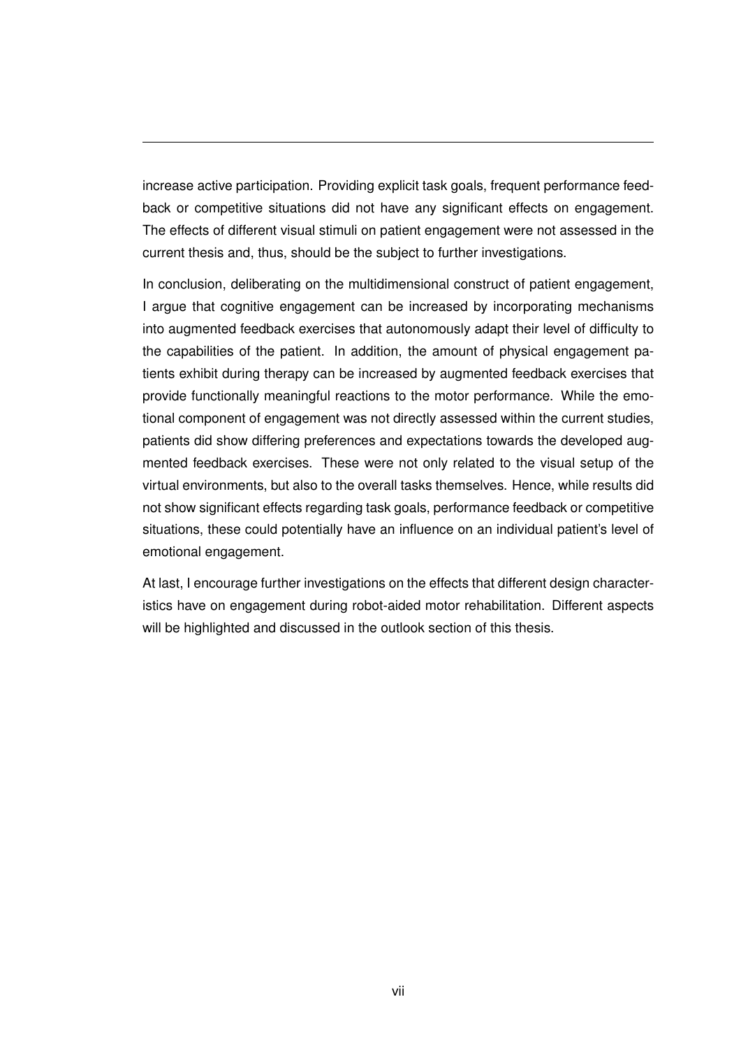increase active participation. Providing explicit task goals, frequent performance feedback or competitive situations did not have any significant effects on engagement. The effects of different visual stimuli on patient engagement were not assessed in the current thesis and, thus, should be the subject to further investigations.

In conclusion, deliberating on the multidimensional construct of patient engagement, I argue that cognitive engagement can be increased by incorporating mechanisms into augmented feedback exercises that autonomously adapt their level of difficulty to the capabilities of the patient. In addition, the amount of physical engagement patients exhibit during therapy can be increased by augmented feedback exercises that provide functionally meaningful reactions to the motor performance. While the emotional component of engagement was not directly assessed within the current studies, patients did show differing preferences and expectations towards the developed augmented feedback exercises. These were not only related to the visual setup of the virtual environments, but also to the overall tasks themselves. Hence, while results did not show significant effects regarding task goals, performance feedback or competitive situations, these could potentially have an influence on an individual patient's level of emotional engagement.

At last, I encourage further investigations on the effects that different design characteristics have on engagement during robot-aided motor rehabilitation. Different aspects will be highlighted and discussed in the outlook section of this thesis.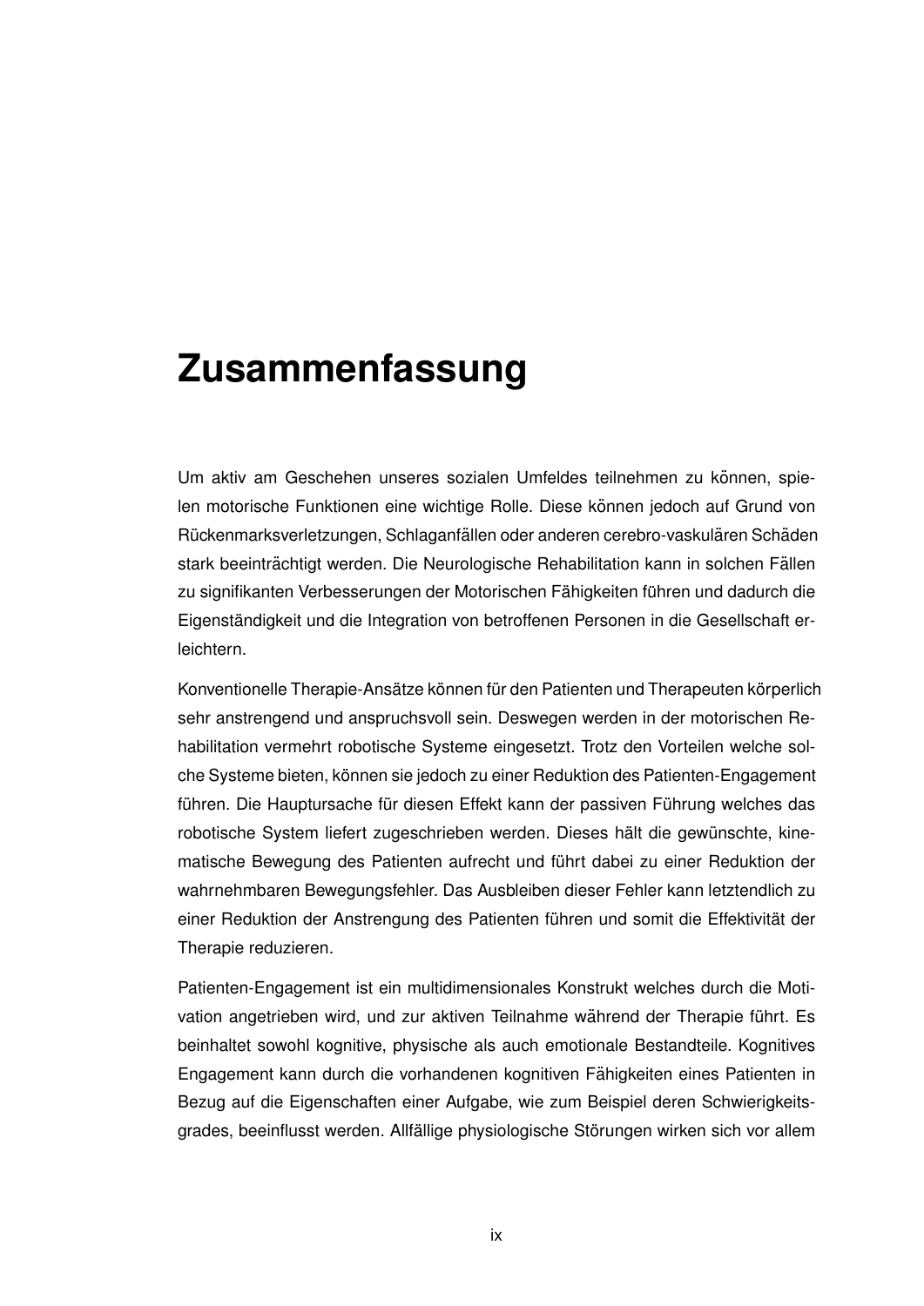# Zusammenfassung

Um aktiv am Geschehen unseres sozialen Umfeldes teilnehmen zu können, spielen motorische Funktionen eine wichtige Rolle. Diese können jedoch auf Grund von Rückenmarksverletzungen, Schlaganfällen oder anderen cerebro-vaskulären Schäden stark beeinträchtigt werden. Die Neurologische Rehabilitation kann in solchen Fällen zu signifikanten Verbesserungen der Motorischen Fähigkeiten führen und dadurch die Eigenständigkeit und die Integration von betroffenen Personen in die Gesellschaft erleichtern.

Konventionelle Therapie-Ansätze können für den Patienten und Therapeuten körperlich sehr anstrengend und anspruchsvoll sein. Deswegen werden in der motorischen Rehabilitation vermehrt robotische Systeme eingesetzt. Trotz den Vorteilen welche solche Systeme bieten, können sie jedoch zu einer Reduktion des Patienten-Engagement führen. Die Hauptursache für diesen Effekt kann der passiven Führung welches das robotische System liefert zugeschrieben werden. Dieses hält die gewünschte, kinematische Bewegung des Patienten aufrecht und führt dabei zu einer Reduktion der wahrnehmbaren Bewegungsfehler. Das Ausbleiben dieser Fehler kann letztendlich zu einer Reduktion der Anstrengung des Patienten führen und somit die Effektivität der Therapie reduzieren.

Patienten-Engagement ist ein multidimensionales Konstrukt welches durch die Motivation angetrieben wird, und zur aktiven Teilnahme während der Therapie führt. Es beinhaltet sowohl kognitive, physische als auch emotionale Bestandteile. Kognitives Engagement kann durch die vorhandenen kognitiven Fähigkeiten eines Patienten in Bezug auf die Eigenschaften einer Aufgabe, wie zum Beispiel deren Schwierigkeitsgrades, beeinflusst werden. Allfällige physiologische Störungen wirken sich vor allem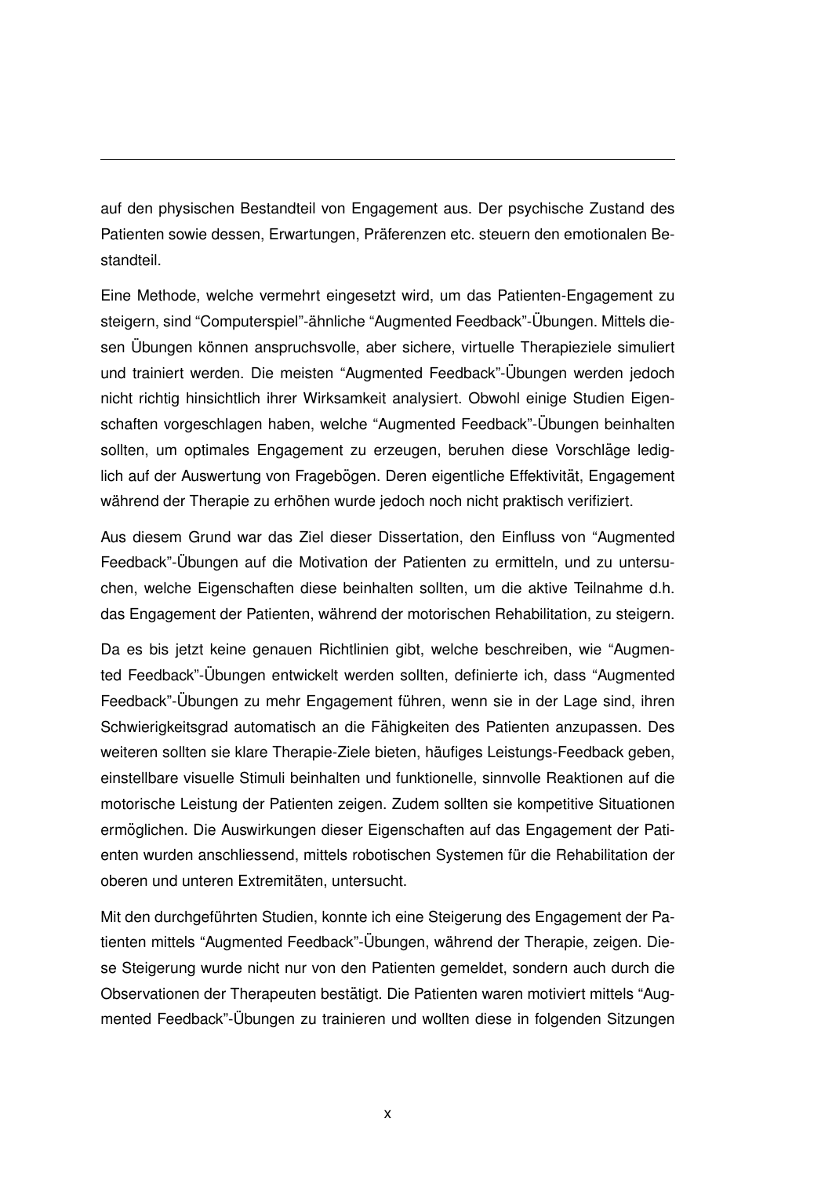auf den physischen Bestandteil von Engagement aus. Der psychische Zustand des Patienten sowie dessen, Erwartungen, Präferenzen etc. steuern den emotionalen Bestandteil.

Eine Methode, welche vermehrt eingesetzt wird, um das Patienten-Engagement zu steigern, sind "Computerspiel"-ähnliche "Augmented Feedback"-Übungen. Mittels diesen Übungen können anspruchsvolle, aber sichere, virtuelle Therapieziele simuliert und trainiert werden. Die meisten "Augmented Feedback"-Übungen werden jedoch nicht richtig hinsichtlich ihrer Wirksamkeit analysiert. Obwohl einige Studien Eigenschaften vorgeschlagen haben, welche "Augmented Feedback"-Übungen beinhalten sollten, um optimales Engagement zu erzeugen, beruhen diese Vorschläge lediglich auf der Auswertung von Fragebögen. Deren eigentliche Effektivität, Engagement während der Therapie zu erhöhen wurde jedoch noch nicht praktisch verifiziert.

Aus diesem Grund war das Ziel dieser Dissertation, den Einfluss von "Augmented Feedback"-Übungen auf die Motivation der Patienten zu ermitteln, und zu untersuchen, welche Eigenschaften diese beinhalten sollten, um die aktive Teilnahme d.h. das Engagement der Patienten, während der motorischen Rehabilitation, zu steigern.

Da es bis jetzt keine genauen Richtlinien gibt, welche beschreiben, wie "Augmented Feedback"-Übungen entwickelt werden sollten, definierte ich, dass "Augmented Feedback"-Übungen zu mehr Engagement führen, wenn sie in der Lage sind, ihren Schwierigkeitsgrad automatisch an die Fähigkeiten des Patienten anzupassen. Des weiteren sollten sie klare Therapie-Ziele bieten, häufiges Leistungs-Feedback geben, einstellbare visuelle Stimuli beinhalten und funktionelle, sinnvolle Reaktionen auf die motorische Leistung der Patienten zeigen. Zudem sollten sie kompetitive Situationen ermöglichen. Die Auswirkungen dieser Eigenschaften auf das Engagement der Patienten wurden anschliessend, mittels robotischen Systemen für die Rehabilitation der oberen und unteren Extremitäten, untersucht.

Mit den durchgeführten Studien, konnte ich eine Steigerung des Engagement der Patienten mittels "Augmented Feedback"-Übungen, während der Therapie, zeigen. Diese Steigerung wurde nicht nur von den Patienten gemeldet, sondern auch durch die Observationen der Therapeuten bestätigt. Die Patienten waren motiviert mittels "Augmented Feedback"-Übungen zu trainieren und wollten diese in folgenden Sitzungen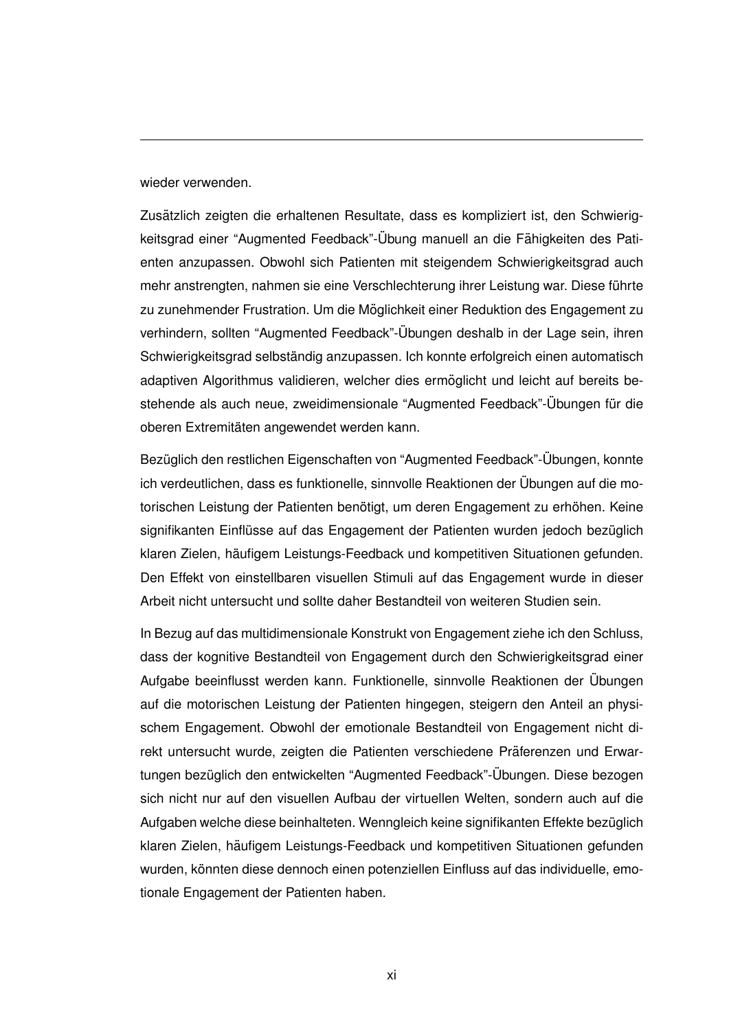wieder verwenden.

Zusätzlich zeigten die erhaltenen Resultate, dass es kompliziert ist, den Schwierigkeitsgrad einer “Augmented Feedback”-Übung manuell an die Fähigkeiten des Patienten anzupassen. Obwohl sich Patienten mit steigendem Schwierigkeitsgrad auch mehr anstrengten, nahmen sie eine Verschlechterung ihrer Leistung war. Diese führte zu zunehmender Frustration. Um die Möglichkeit einer Reduktion des Engagement zu verhindern, sollten “Augmented Feedback”-Übungen deshalb in der Lage sein, ihren Schwierigkeitsgrad selbständig anzupassen. Ich konnte erfolgreich einen automatisch adaptiven Algorithmus validieren, welcher dies ermöglicht und leicht auf bereits bestehende als auch neue, zweidimensionale “Augmented Feedback”-Übungen für die oberen Extremitäten angewendet werden kann.

Bezüglich den restlichen Eigenschaften von “Augmented Feedback”-Übungen, konnte ich verdeutlichen, dass es funktionelle, sinnvolle Reaktionen der Übungen auf die motorischen Leistung der Patienten benötigt, um deren Engagement zu erhöhen. Keine signifikanten Einflüsse auf das Engagement der Patienten wurden jedoch bezüglich klaren Zielen, häufigem Leistungs-Feedback und kompetitiven Situationen gefunden. Den Effekt von einstellbaren visuellen Stimuli auf das Engagement wurde in dieser Arbeit nicht untersucht und sollte daher Bestandteil von weiteren Studien sein.

In Bezug auf das multidimensionale Konstrukt von Engagement ziehe ich den Schluss, dass der kognitive Bestandteil von Engagement durch den Schwierigkeitsgrad einer Aufgabe beeinflusst werden kann. Funktionelle, sinnvolle Reaktionen der Übungen auf die motorischen Leistung der Patienten hingegen, steigern den Anteil an physischem Engagement. Obwohl der emotionale Bestandteil von Engagement nicht direkt untersucht wurde, zeigten die Patienten verschiedene Präferenzen und Erwartungen bezüglich den entwickelten “Augmented Feedback”-Übungen. Diese bezogen sich nicht nur auf den visuellen Aufbau der virtuellen Welten, sondern auch auf die Aufgaben welche diese beinhalteten. Wenngleich keine signifikanten Effekte bezüglich klaren Zielen, häufigem Leistungs-Feedback und kompetitiven Situationen gefunden wurden, könnten diese dennoch einen potenziellen Einfluss auf das individuelle, emotionale Engagement der Patienten haben.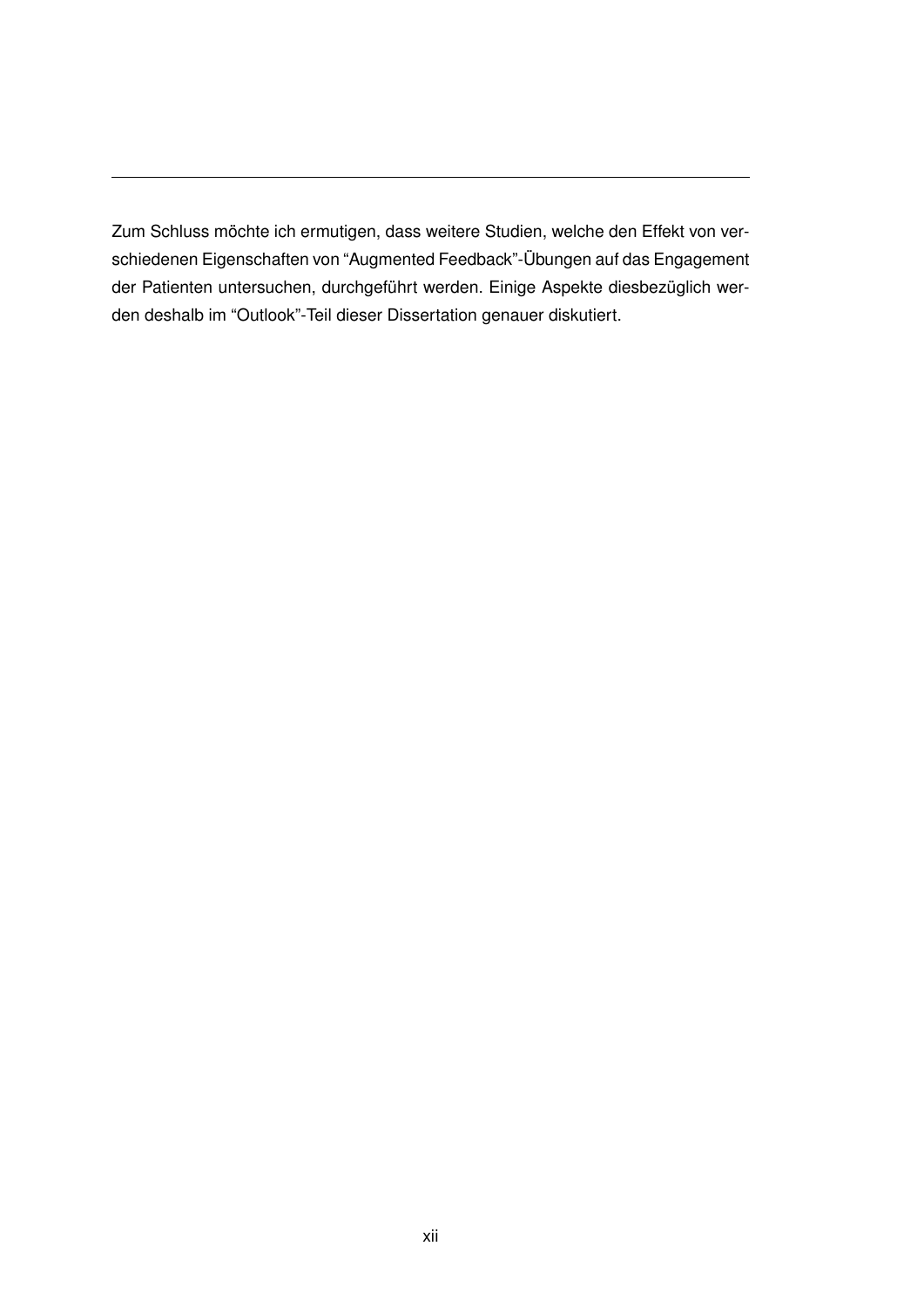Zum Schluss möchte ich ermutigen, dass weitere Studien, welche den Effekt von verschiedenen Eigenschaften von “Augmented Feedback”-Übungen auf das Engagement der Patienten untersuchen, durchgeführt werden. Einige Aspekte diesbezüglich werden deshalb im “Outlook”-Teil dieser Dissertation genauer diskutiert.